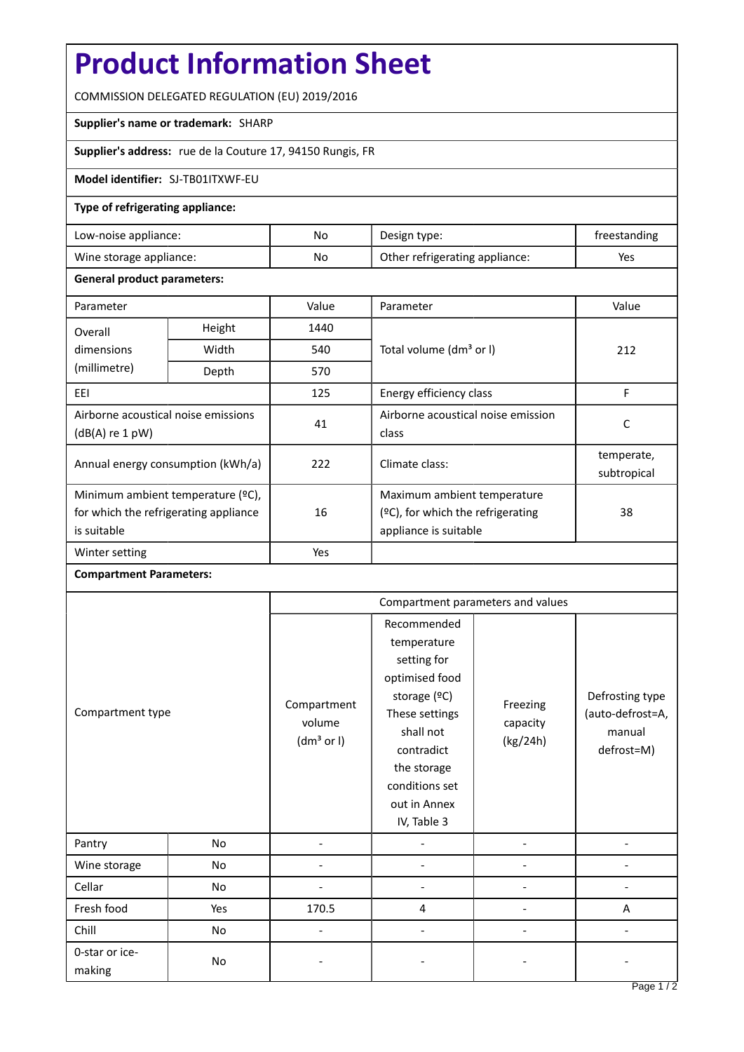# Product Information Sheet

COMMISSION DELEGATED REGULATION (EU) 2019/2016

**Supplier's name or trademark:** SHARP

**Supplier's address:** rue de la Couture 17, 94150 Rungis, FR

**Model identifier:** SJ-TB01ITXWF-EU

**Type of refrigerating appliance:**

| | | | |
|---|---|---|---|
| Low-noise appliance: | No | Design type: | freestanding |
| Wine storage appliance: | No | Other refrigerating appliance: | Yes |

**General product parameters:**

| Parameter | | Value | Parameter | Value |
|---|---|---|---|---|
| Overall dimensions (millimetre) | Height | 1440 | Total volume (dm³ or l) | 212 |
| | Width | 540 | | |
| | Depth | 570 | | |
| EEI | | 125 | Energy efficiency class | F |
| Airborne acoustical noise emissions (dB(A) re 1 pW) | | 41 | Airborne acoustical noise emission class | C |
| Annual energy consumption (kWh/a) | | 222 | Climate class: | temperate, subtropical |
| Minimum ambient temperature (ºC), for which the refrigerating appliance is suitable | | 16 | Maximum ambient temperature (ºC), for which the refrigerating appliance is suitable | 38 |
| Winter setting | | Yes | | |

**Compartment Parameters:**

| Compartment type | | Compartment parameters and values | | | |
|---|---|---|---|---|---|
| | | Compartment volume (dm³ or l) | Recommended temperature setting for optimised food storage (ºC) These settings shall not contradict the storage conditions set out in Annex IV, Table 3 | Freezing capacity (kg/24h) | Defrosting type (auto-defrost=A, manual defrost=M) |
| Pantry | No | - | - | - | - |
| Wine storage | No | - | - | - | - |
| Cellar | No | - | - | - | - |
| Fresh food | Yes | 170.5 | 4 | - | A |
| Chill | No | - | - | - | - |
| 0-star or ice-making | No | - | - | - | - |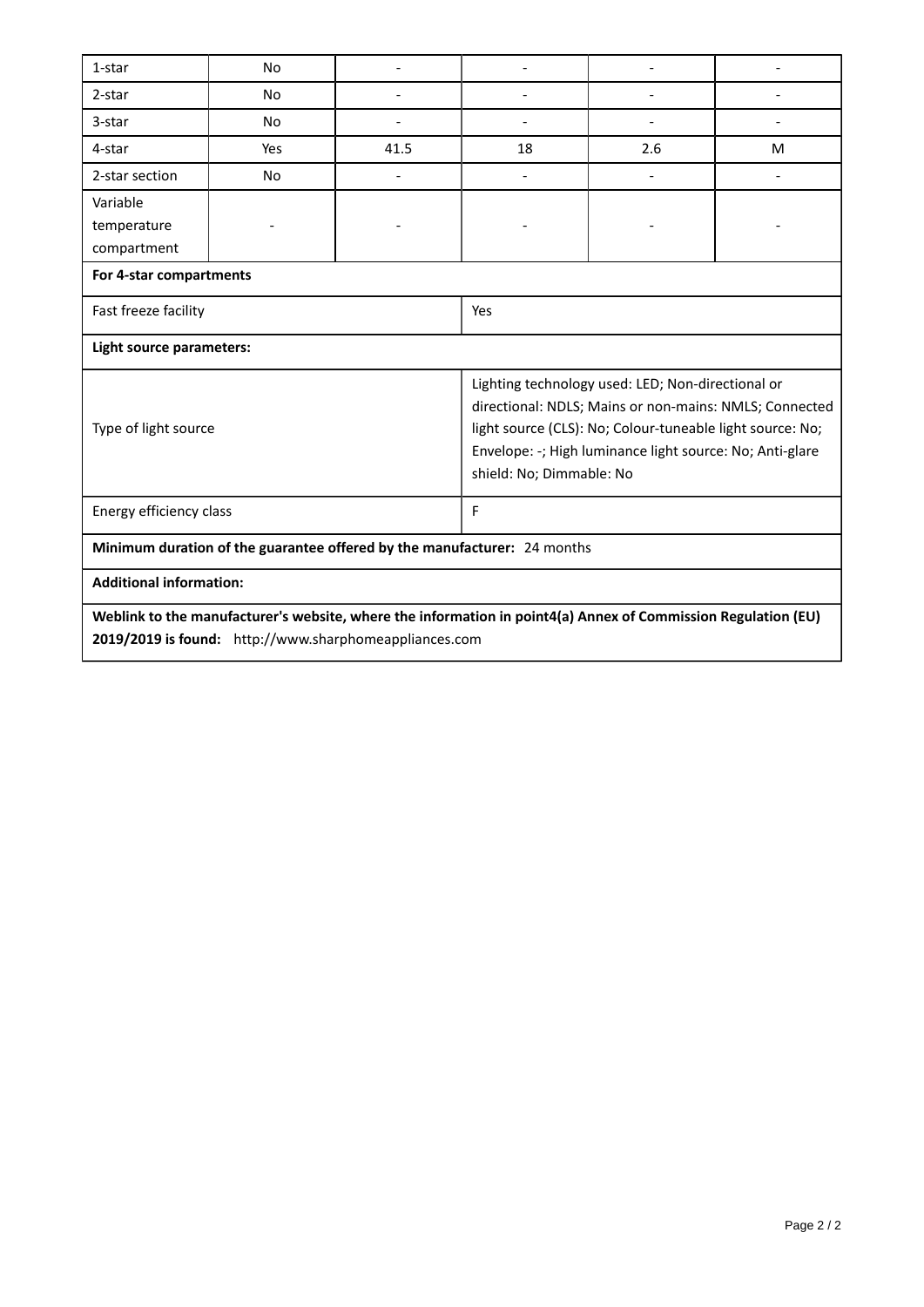| | | | | | |
|---|---|---|---|---|---|
| 1-star | No | - | - | - | - |
| 2-star | No | - | - | - | - |
| 3-star | No | - | - | - | - |
| 4-star | Yes | 41.5 | 18 | 2.6 | M |
| 2-star section | No | - | - | - | - |
| Variable temperature compartment | - | - | - | - | - |

| | |
|---|---|
| **For 4-star compartments** | |
| Fast freeze facility | Yes |
| **Light source parameters:** | |
| Type of light source | Lighting technology used: LED; Non-directional or directional: NDLS; Mains or non-mains: NMLS; Connected light source (CLS): No; Colour-tuneable light source: No; Envelope: -; High luminance light source: No; Anti-glare shield: No; Dimmable: No |
| Energy efficiency class | F |

**Minimum duration of the guarantee offered by the manufacturer:** 24 months

**Additional information:**

**Weblink to the manufacturer's website, where the information in point4(a) Annex of Commission Regulation (EU) 2019/2019 is found:** http://www.sharphomeappliances.com